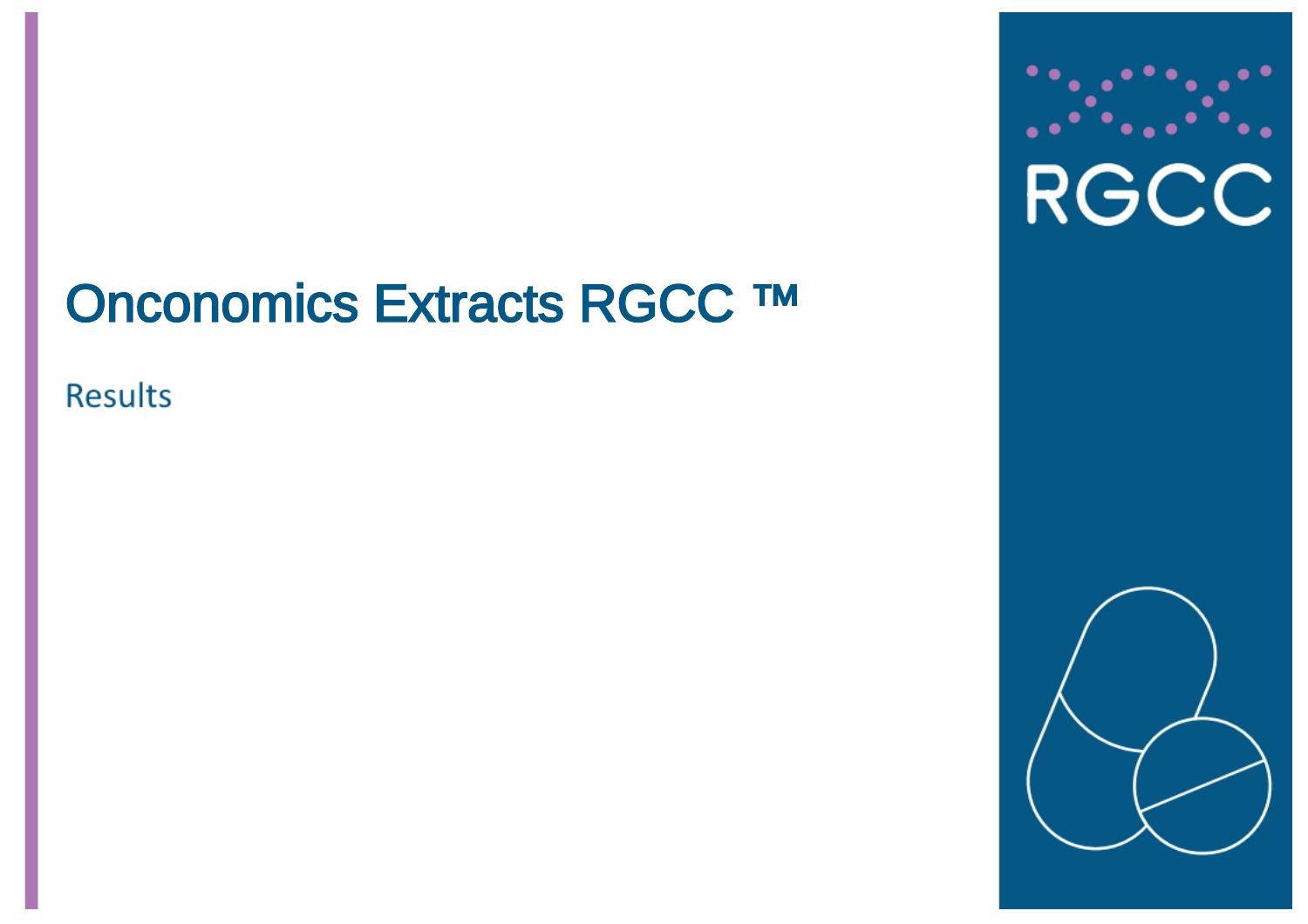# Onconomics Extracts RGCC ™

Results

RGCC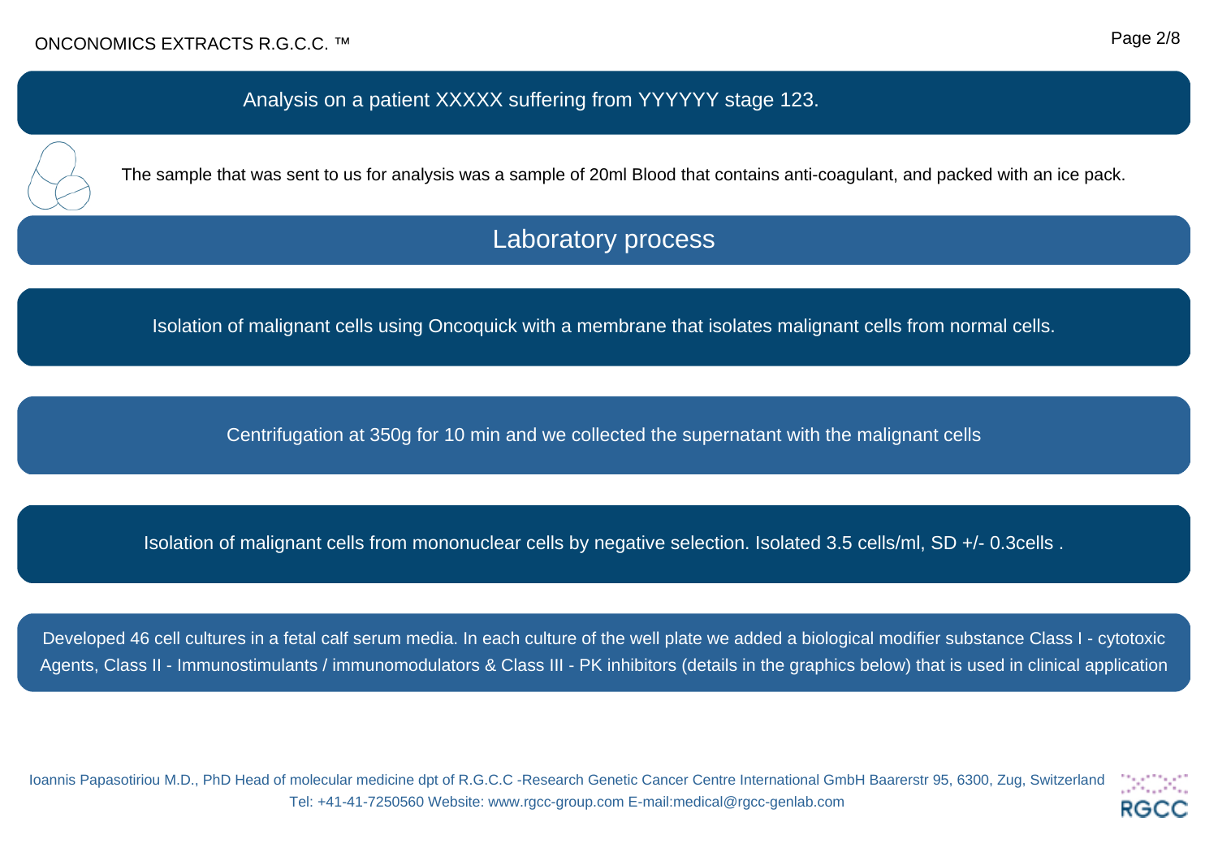## Analysis on a patient XXXXX suffering from YYYYYY stage 123.

The sample that was sent to us for analysis was a sample of 20ml Blood that contains anti-coagulant, and packed with an ice pack.

## Laboratory process

Isolation of malignant cells using Oncoquick with a membrane that isolates malignant cells from normal cells.

Centrifugation at 350g for 10 min and we collected the supernatant with the malignant cells

Isolation of malignant cells from mononuclear cells by negative selection. Isolated 3.5 cells/ml, SD +/- 0.3cells .

Developed 46 cell cultures in a fetal calf serum media. In each culture of the well plate we added a biological modifier substance Class I - cytotoxic Agents, Class II - Immunostimulants / immunomodulators & Class III - PK inhibitors (details in the graphics below) that is used in clinical application

Ioannis Papasotiriou M.D., PhD Head of molecular medicine dpt of R.G.C.C -Research Genetic Cancer Centre International GmbH Baarerstr 95, 6300, Zug, Switzerland
Tel: +41-41-7250560 Website: www.rgcc-group.com E-mail:medical@rgcc-genlab.com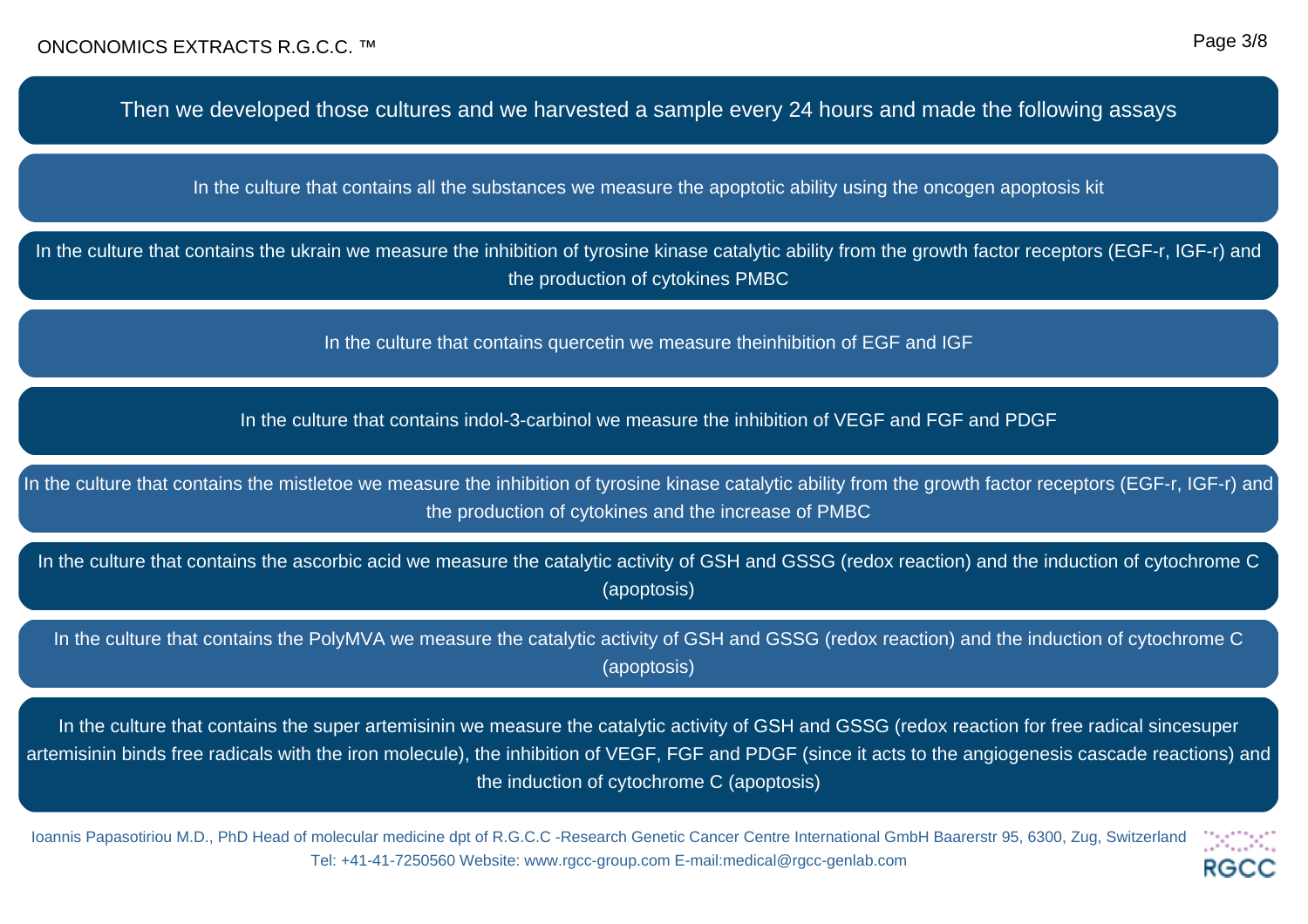Then we developed those cultures and we harvested a sample every 24 hours and made the following assays

In the culture that contains all the substances we measure the apoptotic ability using the oncogen apoptosis kit

In the culture that contains the ukrain we measure the inhibition of tyrosine kinase catalytic ability from the growth factor receptors (EGF-r, IGF-r) and the production of cytokines PMBC

In the culture that contains quercetin we measure theinhibition of EGF and IGF

In the culture that contains indol-3-carbinol we measure the inhibition of VEGF and FGF and PDGF

In the culture that contains the mistletoe we measure the inhibition of tyrosine kinase catalytic ability from the growth factor receptors (EGF-r, IGF-r) and the production of cytokines and the increase of PMBC

In the culture that contains the ascorbic acid we measure the catalytic activity of GSH and GSSG (redox reaction) and the induction of cytochrome C (apoptosis)

In the culture that contains the PolyMVA we measure the catalytic activity of GSH and GSSG (redox reaction) and the induction of cytochrome C (apoptosis)

In the culture that contains the super artemisinin we measure the catalytic activity of GSH and GSSG (redox reaction for free radical sincesuper artemisinin binds free radicals with the iron molecule), the inhibition of VEGF, FGF and PDGF (since it acts to the angiogenesis cascade reactions) and the induction of cytochrome C (apoptosis)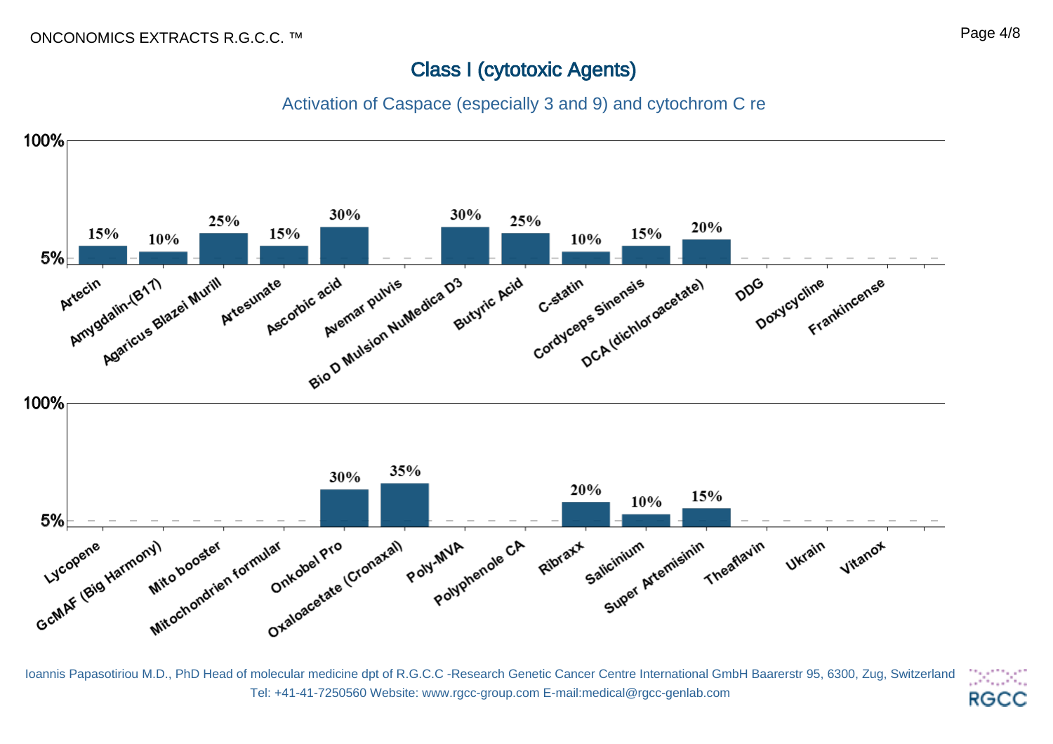# Class I (cytotoxic Agents)

## Activation of Caspace (especially 3 and 9) and cytochrom C re

| Agent | Value |
| --- | --- |
| Artecin | 15% |
| Amygdalin-(B17) | 10% |
| Agaricus Blazei Murill | 25% |
| Artesunate | 15% |
| Ascorbic acid | 30% |
| Avemar pulvis | |
| Bio D Mulsion NuMedica D3 | 30% |
| Butyric Acid | 25% |
| C-statin | 10% |
| Cordyceps Sinensis | 15% |
| DCA (dichloroacetate) | 20% |
| DDG | |
| Doxycycline | |
| Frankincense | |

| Agent | Value |
| --- | --- |
| Lycopene | |
| GcMAF (Big Harmony) | |
| Mito booster | |
| Mitochondrien formular | |
| Onkobel Pro | 30% |
| Oxaloacetate (Cronaxal) | 35% |
| Poly-MVA | |
| Polyphenole CA | |
| Ribraxx | 20% |
| Salicinium | 10% |
| Super Artemisinin | 15% |
| Theaflavin | |
| Ukrain | |
| Vitanox | |

Ioannis Papasotiriou M.D., PhD Head of molecular medicine dpt of R.G.C.C -Research Genetic Cancer Centre International GmbH Baarerstr 95, 6300, Zug, Switzerland
Tel: +41-41-7250560 Website: www.rgcc-group.com E-mail:medical@rgcc-genlab.com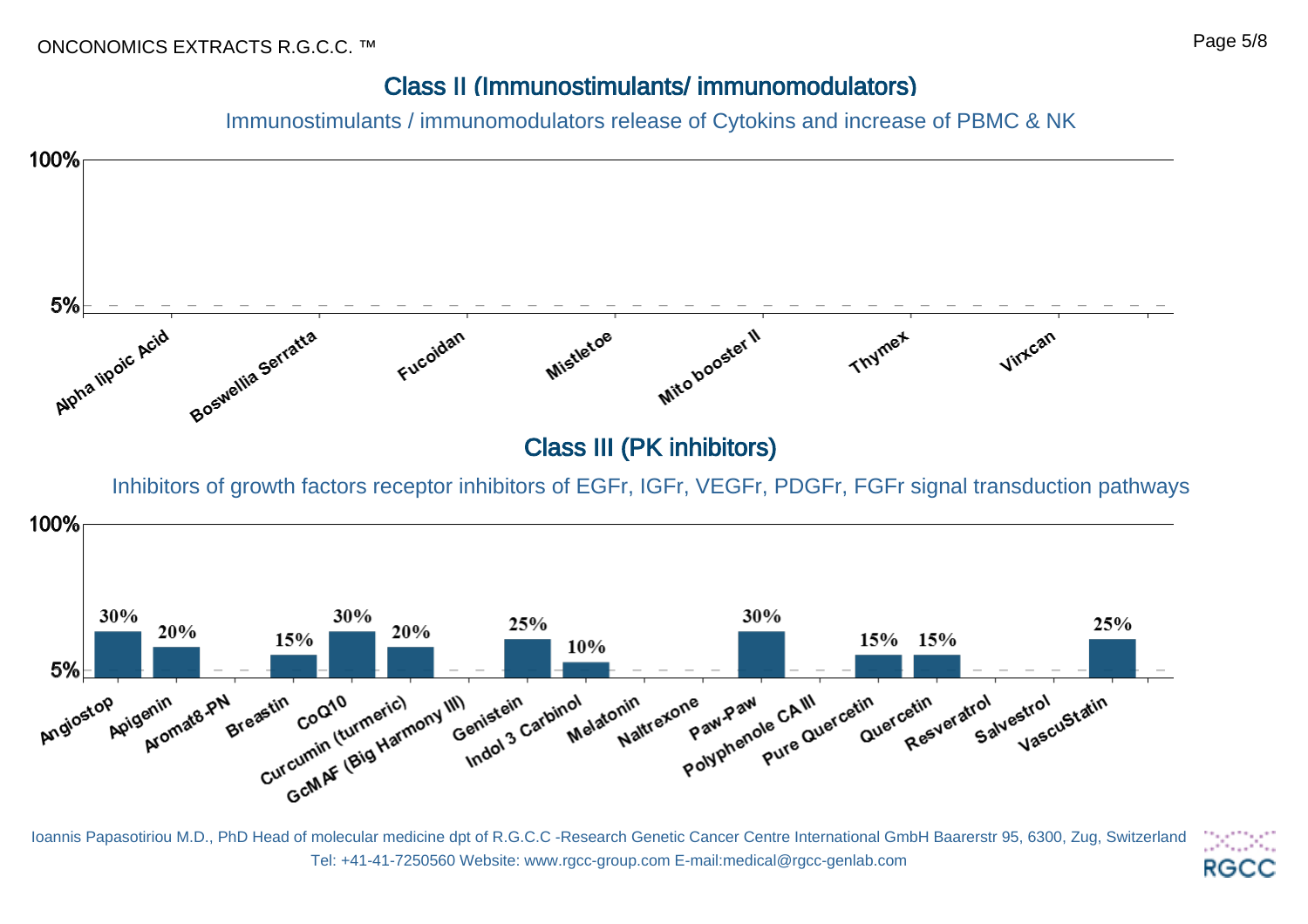## Class II (Immunostimulants/ immunomodulators)

Immunostimulants / immunomodulators release of Cytokins and increase of PBMC & NK

| Extract | Value |
|---|---|
| Alpha lipoic Acid | |
| Boswellia Serratta | |
| Fucoidan | |
| Mistletoe | |
| Mito booster II | |
| Thymex | |
| Virxcan | |

## Class III (PK inhibitors)

Inhibitors of growth factors receptor inhibitors of EGFr, IGFr, VEGFr, PDGFr, FGFr signal transduction pathways

| Extract | Value |
|---|---|
| Angiostop | 30% |
| Apigenin | 20% |
| Aromat8-PN | |
| Breastin | 15% |
| CoQ10 | 30% |
| Curcumin (turmeric) | 20% |
| GcMAF (Big Harmony III) | |
| Genistein | 25% |
| Indol 3 Carbinol | 10% |
| Melatonin | |
| Naltrexone | |
| Paw-Paw | 30% |
| Polyphenole CA III | |
| Pure Quercetin | 15% |
| Quercetin | 15% |
| Resveratrol | |
| Salvestrol | |
| VascuStatin | 25% |

Ioannis Papasotiriou M.D., PhD Head of molecular medicine dpt of R.G.C.C -Research Genetic Cancer Centre International GmbH Baarerstr 95, 6300, Zug, Switzerland
Tel: +41-41-7250560 Website: www.rgcc-group.com E-mail:medical@rgcc-genlab.com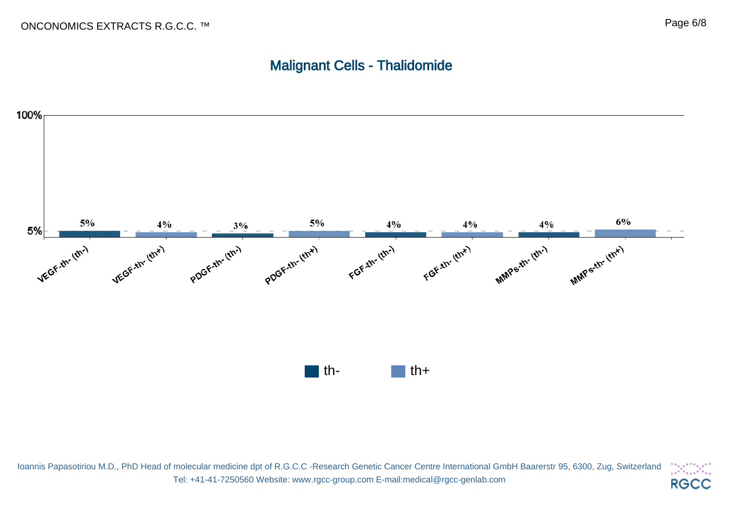## Malignant Cells - Thalidomide

| | VEGF-th- (th-) | VEGF-th- (th+) | PDGF-th- (th-) | PDGF-th- (th+) | FGF-th- (th-) | FGF-th- (th+) | MMPs-th- (th-) | MMPs-th- (th+) |
|---|---|---|---|---|---|---|---|---|
| Value | 5% | 4% | 3% | 5% | 4% | 4% | 4% | 6% |

th- th+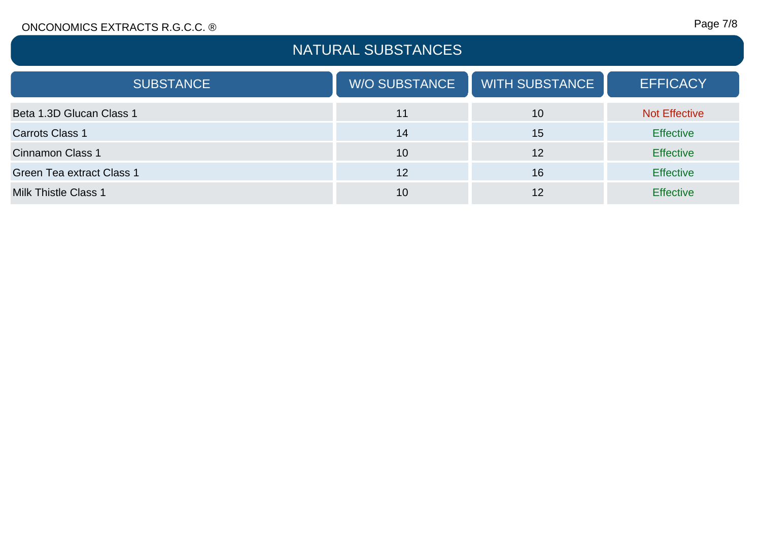# NATURAL SUBSTANCES

| SUBSTANCE | W/O SUBSTANCE | WITH SUBSTANCE | EFFICACY |
| --- | --- | --- | --- |
| Beta 1.3D Glucan Class 1 | 11 | 10 | Not Effective |
| Carrots Class 1 | 14 | 15 | Effective |
| Cinnamon Class 1 | 10 | 12 | Effective |
| Green Tea extract Class 1 | 12 | 16 | Effective |
| Milk Thistle Class 1 | 10 | 12 | Effective |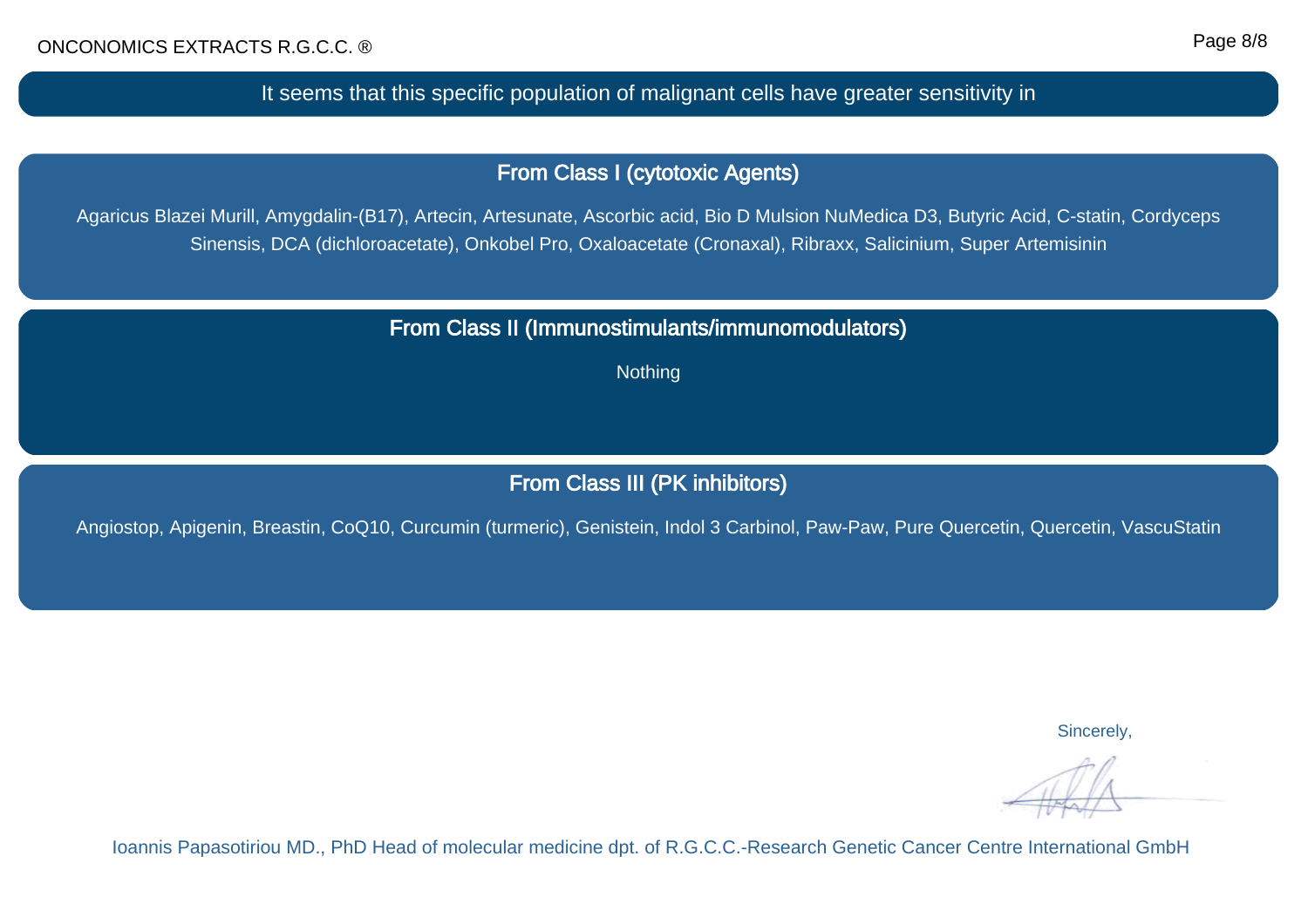## It seems that this specific population of malignant cells have greater sensitivity in

### From Class I (cytotoxic Agents)

Agaricus Blazei Murill, Amygdalin-(B17), Artecin, Artesunate, Ascorbic acid, Bio D Mulsion NuMedica D3, Butyric Acid, C-statin, Cordyceps Sinensis, DCA (dichloroacetate), Onkobel Pro, Oxaloacetate (Cronaxal), Ribraxx, Salicinium, Super Artemisinin

### From Class II (Immunostimulants/immunomodulators)

Nothing

### From Class III (PK inhibitors)

Angiostop, Apigenin, Breastin, CoQ10, Curcumin (turmeric), Genistein, Indol 3 Carbinol, Paw-Paw, Pure Quercetin, Quercetin, VascuStatin

Sincerely,

Ioannis Papasotiriou MD., PhD Head of molecular medicine dpt. of R.G.C.C.-Research Genetic Cancer Centre International GmbH